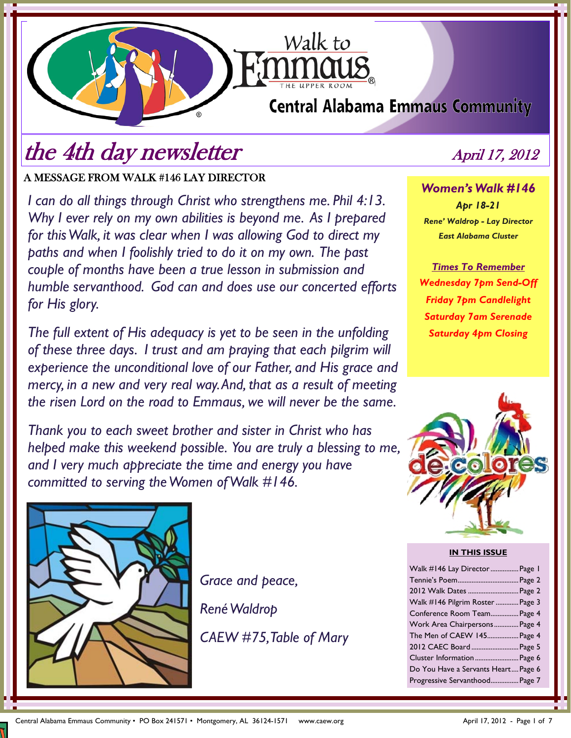# Walk to Emmaus

THE UPPER ROOM

## Central Alabama Emmaus Community

# the 4th day newsletter

*April 17, 2012*

## A MESSAGE FROM WALK #146 LAY DIRECTOR

*I can do all things through Christ who strengthens me. Phil 4:13. Why I ever rely on my own abilities is beyond me. As I prepared for this Walk, it was clear when I was allowing God to direct my paths and when I foolishly tried to do it on my own. The past couple of months have been a true lesson in submission and humble servanthood. God can and does use our concerted efforts for His glory.*

*The full extent of His adequacy is yet to be seen in the unfolding of these three days. I trust and am praying that each pilgrim will experience the unconditional love of our Father, and His grace and mercy, in a new and very real way. And, that as a result of meeting the risen Lord on the road to Emmaus, we will never be the same.*

*Thank you to each sweet brother and sister in Christ who has helped make this weekend possible. You are truly a blessing to me, and I very much appreciate the time and energy you have committed to serving the Women of Walk #146.*

*Grace and peace,*

*René Waldrop*

*CAEW #75, Table of Mary*

---

### *Women's Walk #146*

***Apr 18-21***

***Rene' Waldrop - Lay Director***

***East Alabama Cluster***

***Times To Remember***

***Wednesday 7pm Send-Off***

***Friday 7pm Candlelight***

***Saturday 7am Serenade***

***Saturday 4pm Closing***

de colores

---

**IN THIS ISSUE**

| Article | Page |
|---|---|
| Walk #146 Lay Director | Page 1 |
| Tennie's Poem | Page 2 |
| 2012 Walk Dates | Page 2 |
| Walk #146 Pilgrim Roster | Page 3 |
| Conference Room Team | Page 4 |
| Work Area Chairpersons | Page 4 |
| The Men of CAEW 145 | Page 4 |
| 2012 CAEC Board | Page 5 |
| Cluster Information | Page 6 |
| Do You Have a Servants Heart | Page 6 |
| Progressive Servanthood | Page 7 |

Central Alabama Emmaus Community • PO Box 241571 • Montgomery, AL 36124-1571 www.caew.org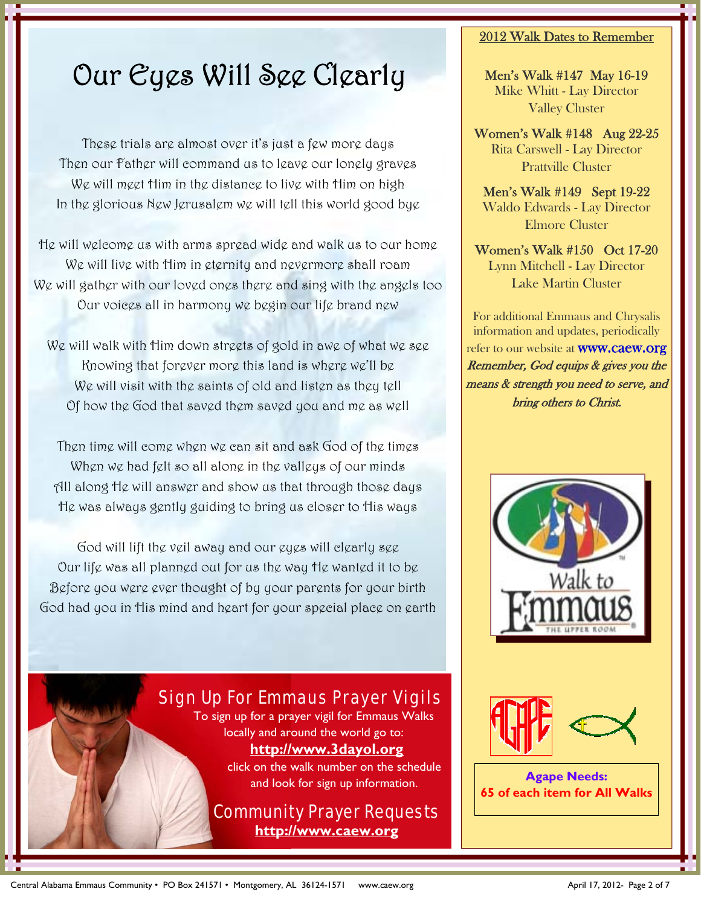# Our Eyes Will See Clearly

These trials are almost over it's just a few more days
Then our Father will command us to leave our lonely graves
We will meet Him in the distance to live with Him on high
In the glorious New Jerusalem we will tell this world good bye

He will welcome us with arms spread wide and walk us to our home
We will live with Him in eternity and nevermore shall roam
We will gather with our loved ones there and sing with the angels too
Our voices all in harmony we begin our life brand new

We will walk with Him down streets of gold in awe of what we see
Knowing that forever more this land is where we'll be
We will visit with the saints of old and listen as they tell
Of how the God that saved them saved you and me as well

Then time will come when we can sit and ask God of the times
When we had felt so all alone in the valleys of our minds
All along He will answer and show us that through those days
He was always gently guiding to bring us closer to His ways

God will lift the veil away and our eyes will clearly see
Our life was all planned out for us the way He wanted it to be
Before you were ever thought of by your parents for your birth
God had you in His mind and heart for your special place on earth

## Sign Up For Emmaus Prayer Vigils

To sign up for a prayer vigil for Emmaus Walks locally and around the world go to:
**http://www.3dayol.org**
click on the walk number on the schedule and look for sign up information.

## Community Prayer Requests

**http://www.caew.org**

## 2012 Walk Dates to Remember

**Men's Walk #147 May 16-19**
Mike Whitt - Lay Director
Valley Cluster

**Women's Walk #148 Aug 22-25**
Rita Carswell - Lay Director
Prattville Cluster

**Men's Walk #149 Sept 19-22**
Waldo Edwards - Lay Director
Elmore Cluster

**Women's Walk #150 Oct 17-20**
Lynn Mitchell - Lay Director
Lake Martin Cluster

For additional Emmaus and Chrysalis information and updates, periodically refer to our website at www.caew.org
*Remember, God equips & gives you the means & strength you need to serve, and bring others to Christ.*

**Agape Needs:**
**65 of each item for All Walks**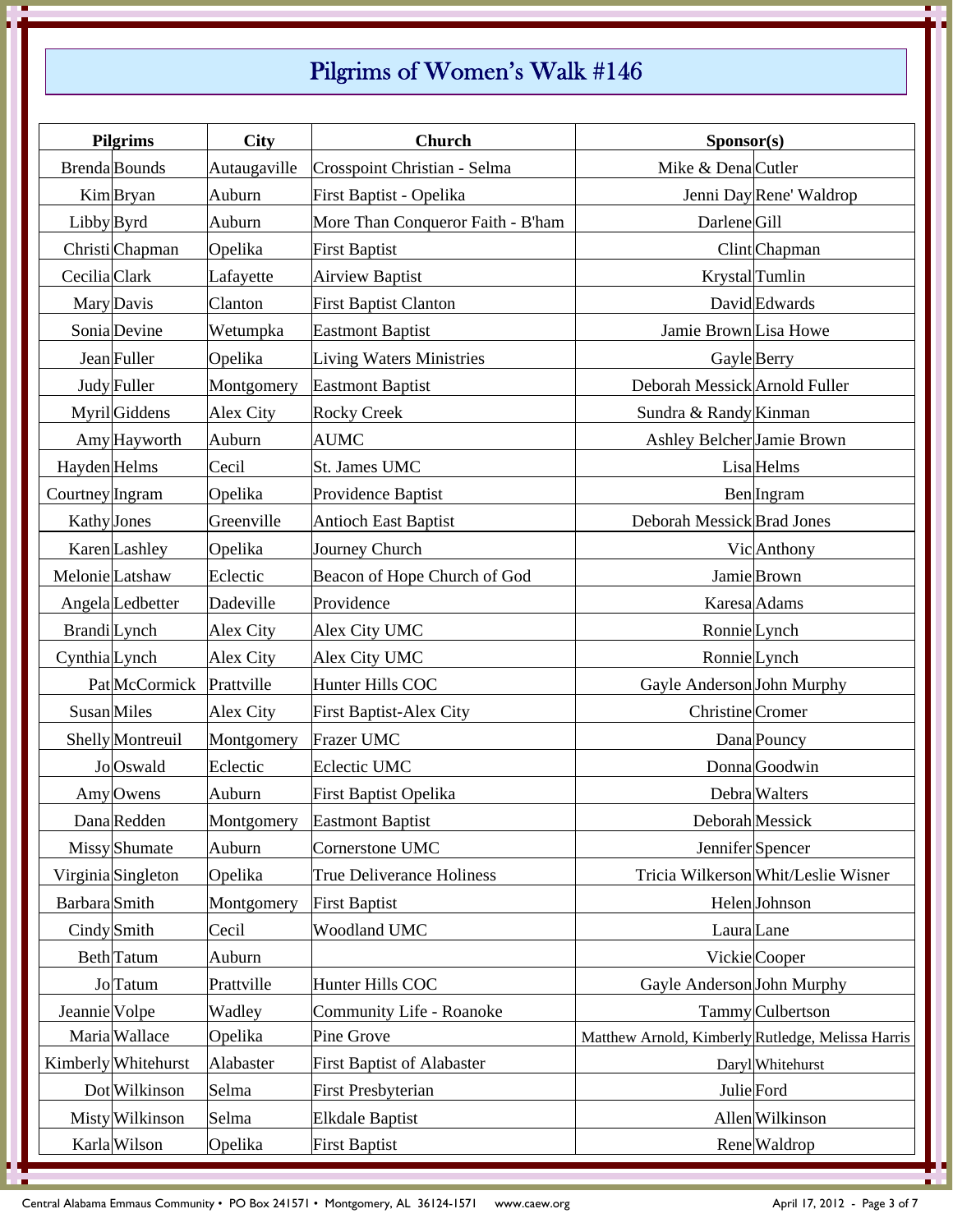# Pilgrims of Women's Walk #146

| Pilgrims | | City | Church | Sponsor(s) | |
|---|---|---|---|---|---|
| Brenda | Bounds | Autaugaville | Crosspoint Christian - Selma | Mike & Dena | Cutler |
| Kim | Bryan | Auburn | First Baptist - Opelika | Jenni Day | Rene' Waldrop |
| Libby | Byrd | Auburn | More Than Conqueror Faith - B'ham | Darlene | Gill |
| Christi | Chapman | Opelika | First Baptist | Clint | Chapman |
| Cecilia | Clark | Lafayette | Airview Baptist | Krystal | Tumlin |
| Mary | Davis | Clanton | First Baptist Clanton | David | Edwards |
| Sonia | Devine | Wetumpka | Eastmont Baptist | Jamie Brown | Lisa Howe |
| Jean | Fuller | Opelika | Living Waters Ministries | Gayle | Berry |
| Judy | Fuller | Montgomery | Eastmont Baptist | Deborah Messick | Arnold Fuller |
| Myril | Giddens | Alex City | Rocky Creek | Sundra & Randy | Kinman |
| Amy | Hayworth | Auburn | AUMC | Ashley Belcher | Jamie Brown |
| Hayden | Helms | Cecil | St. James UMC | Lisa | Helms |
| Courtney | Ingram | Opelika | Providence Baptist | Ben | Ingram |
| Kathy | Jones | Greenville | Antioch East Baptist | Deborah Messick | Brad Jones |
| Karen | Lashley | Opelika | Journey Church | Vic | Anthony |
| Melonie | Latshaw | Eclectic | Beacon of Hope Church of God | Jamie | Brown |
| Angela | Ledbetter | Dadeville | Providence | Karesa | Adams |
| Brandi | Lynch | Alex City | Alex City UMC | Ronnie | Lynch |
| Cynthia | Lynch | Alex City | Alex City UMC | Ronnie | Lynch |
| Pat | McCormick | Prattville | Hunter Hills COC | Gayle Anderson | John Murphy |
| Susan | Miles | Alex City | First Baptist-Alex City | Christine | Cromer |
| Shelly | Montreuil | Montgomery | Frazer UMC | Dana | Pouncy |
| Jo | Oswald | Eclectic | Eclectic UMC | Donna | Goodwin |
| Amy | Owens | Auburn | First Baptist Opelika | Debra | Walters |
| Dana | Redden | Montgomery | Eastmont Baptist | Deborah | Messick |
| Missy | Shumate | Auburn | Cornerstone UMC | Jennifer | Spencer |
| Virginia | Singleton | Opelika | True Deliverance Holiness | Tricia Wilkerson | Whit/Leslie Wisner |
| Barbara | Smith | Montgomery | First Baptist | Helen | Johnson |
| Cindy | Smith | Cecil | Woodland UMC | Laura | Lane |
| Beth | Tatum | Auburn | | Vickie | Cooper |
| Jo | Tatum | Prattville | Hunter Hills COC | Gayle Anderson | John Murphy |
| Jeannie | Volpe | Wadley | Community Life - Roanoke | Tammy | Culbertson |
| Maria | Wallace | Opelika | Pine Grove | Matthew Arnold, Kimberly | Rutledge, Melissa Harris |
| Kimberly | Whitehurst | Alabaster | First Baptist of Alabaster | Daryl | Whitehurst |
| Dot | Wilkinson | Selma | First Presbyterian | Julie | Ford |
| Misty | Wilkinson | Selma | Elkdale Baptist | Allen | Wilkinson |
| Karla | Wilson | Opelika | First Baptist | Rene | Waldrop |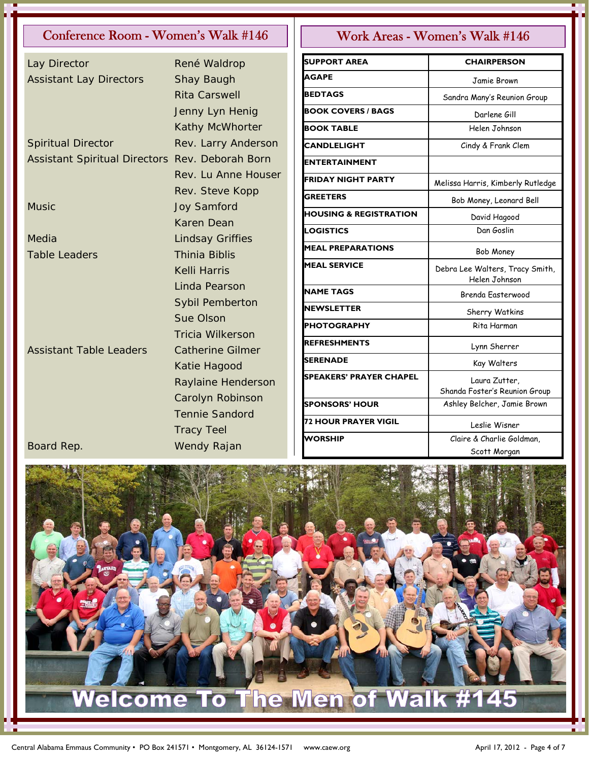## Conference Room - Women's Walk #146

| | |
|---|---|
| Lay Director | René Waldrop |
| Assistant Lay Directors | Shay Baugh |
| | Rita Carswell |
| | Jenny Lyn Henig |
| | Kathy McWhorter |
| Spiritual Director | Rev. Larry Anderson |
| Assistant Spiritual Directors | Rev. Deborah Born |
| | Rev. Lu Anne Houser |
| | Rev. Steve Kopp |
| Music | Joy Samford |
| | Karen Dean |
| Media | Lindsay Griffies |
| Table Leaders | Thinia Biblis |
| | Kelli Harris |
| | Linda Pearson |
| | Sybil Pemberton |
| | Sue Olson |
| | Tricia Wilkerson |
| Assistant Table Leaders | Catherine Gilmer |
| | Katie Hagood |
| | Raylaine Henderson |
| | Carolyn Robinson |
| | Tennie Sandord |
| | Tracy Teel |
| Board Rep. | Wendy Rajan |

## Work Areas - Women's Walk #146

| SUPPORT AREA | CHAIRPERSON |
|---|---|
| AGAPE | Jamie Brown |
| BEDTAGS | Sandra Many's Reunion Group |
| BOOK COVERS / BAGS | Darlene Gill |
| BOOK TABLE | Helen Johnson |
| CANDLELIGHT | Cindy & Frank Clem |
| ENTERTAINMENT | |
| FRIDAY NIGHT PARTY | Melissa Harris, Kimberly Rutledge |
| GREETERS | Bob Money, Leonard Bell |
| HOUSING & REGISTRATION | David Hagood |
| LOGISTICS | Dan Goslin |
| MEAL PREPARATIONS | Bob Money |
| MEAL SERVICE | Debra Lee Walters, Tracy Smith, Helen Johnson |
| NAME TAGS | Brenda Easterwood |
| NEWSLETTER | Sherry Watkins |
| PHOTOGRAPHY | Rita Harman |
| REFRESHMENTS | Lynn Sherrer |
| SERENADE | Kay Walters |
| SPEAKERS' PRAYER CHAPEL | Laura Zutter, Shanda Foster's Reunion Group |
| SPONSORS' HOUR | Ashley Belcher, Jamie Brown |
| 72 HOUR PRAYER VIGIL | Leslie Wisner |
| WORSHIP | Claire & Charlie Goldman, Scott Morgan |

Welcome To The Men of Walk #145

Central Alabama Emmaus Community • PO Box 241571 • Montgomery, AL 36124-1571 www.caew.org April 17, 2012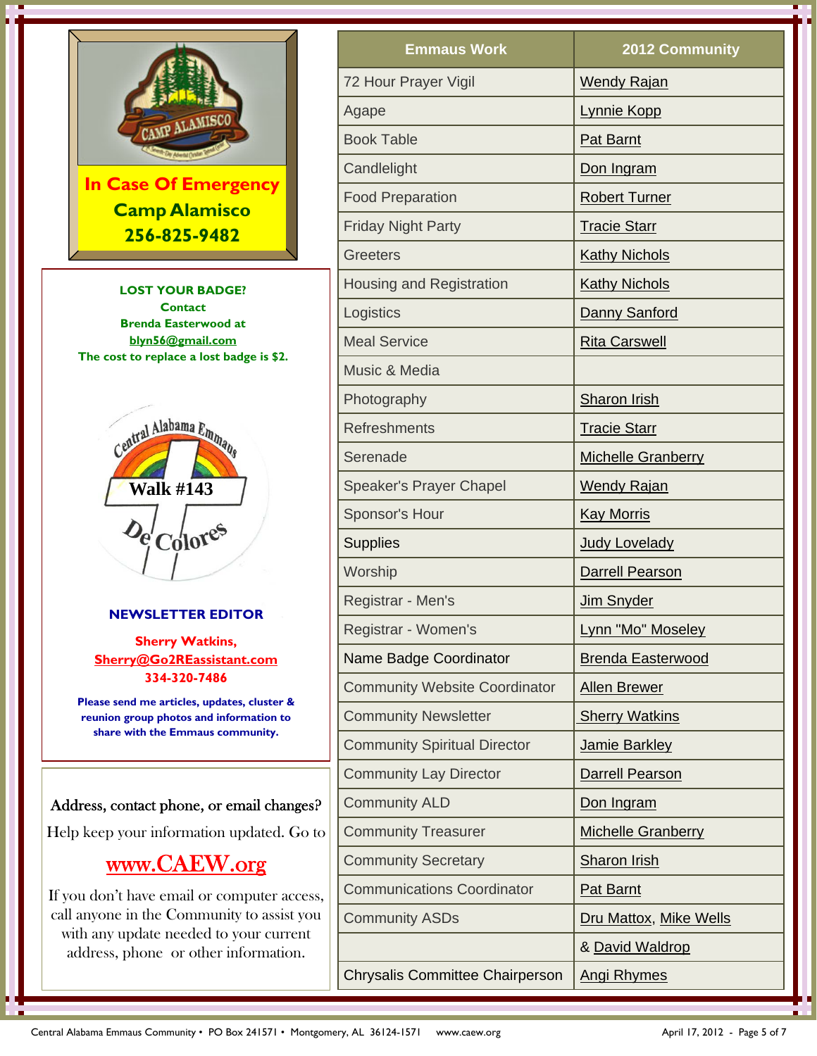**In Case Of Emergency**
**Camp Alamisco**
**256-825-9482**

**LOST YOUR BADGE?**
**Contact**
**Brenda Easterwood at**
**blyn56@gmail.com**
**The cost to replace a lost badge is $2.**

## NEWSLETTER EDITOR

**Sherry Watkins,**
**Sherry@Go2REassistant.com**
**334-320-7486**

**Please send me articles, updates, cluster & reunion group photos and information to share with the Emmaus community.**

Address, contact phone, or email changes?

Help keep your information updated. Go to

www.CAEW.org

If you don't have email or computer access, call anyone in the Community to assist you with any update needed to your current address, phone or other information.

| Emmaus Work | 2012 Community |
|---|---|
| 72 Hour Prayer Vigil | Wendy Rajan |
| Agape | Lynnie Kopp |
| Book Table | Pat Barnt |
| Candlelight | Don Ingram |
| Food Preparation | Robert Turner |
| Friday Night Party | Tracie Starr |
| Greeters | Kathy Nichols |
| Housing and Registration | Kathy Nichols |
| Logistics | Danny Sanford |
| Meal Service | Rita Carswell |
| Music & Media | |
| Photography | Sharon Irish |
| Refreshments | Tracie Starr |
| Serenade | Michelle Granberry |
| Speaker's Prayer Chapel | Wendy Rajan |
| Sponsor's Hour | Kay Morris |
| Supplies | Judy Lovelady |
| Worship | Darrell Pearson |
| Registrar - Men's | Jim Snyder |
| Registrar - Women's | Lynn "Mo" Moseley |
| Name Badge Coordinator | Brenda Easterwood |
| Community Website Coordinator | Allen Brewer |
| Community Newsletter | Sherry Watkins |
| Community Spiritual Director | Jamie Barkley |
| Community Lay Director | Darrell Pearson |
| Community ALD | Don Ingram |
| Community Treasurer | Michelle Granberry |
| Community Secretary | Sharon Irish |
| Communications Coordinator | Pat Barnt |
| Community ASDs | Dru Mattox, Mike Wells |
| | & David Waldrop |
| Chrysalis Committee Chairperson | Angi Rhymes |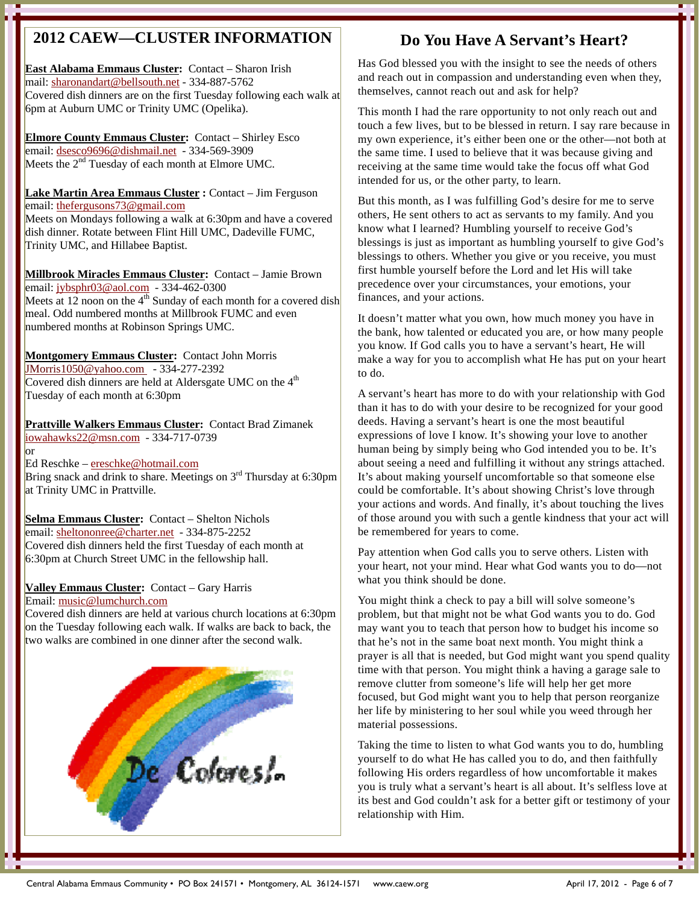## 2012 CAEW—CLUSTER INFORMATION

**East Alabama Emmaus Cluster:** Contact – Sharon Irish
mail: sharonandart@bellsouth.net - 334-887-5762
Covered dish dinners are on the first Tuesday following each walk at 6pm at Auburn UMC or Trinity UMC (Opelika).

**Elmore County Emmaus Cluster:** Contact – Shirley Esco
email: dsesco9696@dishmail.net - 334-569-3909
Meets the 2nd Tuesday of each month at Elmore UMC.

**Lake Martin Area Emmaus Cluster :** Contact – Jim Ferguson
email: thefergusons73@gmail.com
Meets on Mondays following a walk at 6:30pm and have a covered dish dinner. Rotate between Flint Hill UMC, Dadeville FUMC, Trinity UMC, and Hillabee Baptist.

**Millbrook Miracles Emmaus Cluster:** Contact – Jamie Brown
email: jybsphr03@aol.com - 334-462-0300
Meets at 12 noon on the 4th Sunday of each month for a covered dish meal. Odd numbered months at Millbrook FUMC and even numbered months at Robinson Springs UMC.

**Montgomery Emmaus Cluster:** Contact John Morris
JMorris1050@yahoo.com - 334-277-2392
Covered dish dinners are held at Aldersgate UMC on the 4th Tuesday of each month at 6:30pm

**Prattville Walkers Emmaus Cluster:** Contact Brad Zimanek
iowahawks22@msn.com - 334-717-0739
or
Ed Reschke – ereschke@hotmail.com
Bring snack and drink to share. Meetings on 3rd Thursday at 6:30pm at Trinity UMC in Prattville.

**Selma Emmaus Cluster:** Contact – Shelton Nichols
email: sheltononree@charter.net - 334-875-2252
Covered dish dinners held the first Tuesday of each month at 6:30pm at Church Street UMC in the fellowship hall.

**Valley Emmaus Cluster:** Contact – Gary Harris
Email: music@lumchurch.com
Covered dish dinners are held at various church locations at 6:30pm on the Tuesday following each walk. If walks are back to back, the two walks are combined in one dinner after the second walk.

De Colores!

## Do You Have A Servant's Heart?

Has God blessed you with the insight to see the needs of others and reach out in compassion and understanding even when they, themselves, cannot reach out and ask for help?

This month I had the rare opportunity to not only reach out and touch a few lives, but to be blessed in return. I say rare because in my own experience, it's either been one or the other—not both at the same time. I used to believe that it was because giving and receiving at the same time would take the focus off what God intended for us, or the other party, to learn.

But this month, as I was fulfilling God's desire for me to serve others, He sent others to act as servants to my family. And you know what I learned? Humbling yourself to receive God's blessings is just as important as humbling yourself to give God's blessings to others. Whether you give or you receive, you must first humble yourself before the Lord and let His will take precedence over your circumstances, your emotions, your finances, and your actions.

It doesn't matter what you own, how much money you have in the bank, how talented or educated you are, or how many people you know. If God calls you to have a servant's heart, He will make a way for you to accomplish what He has put on your heart to do.

A servant's heart has more to do with your relationship with God than it has to do with your desire to be recognized for your good deeds. Having a servant's heart is one the most beautiful expressions of love I know. It's showing your love to another human being by simply being who God intended you to be. It's about seeing a need and fulfilling it without any strings attached. It's about making yourself uncomfortable so that someone else could be comfortable. It's about showing Christ's love through your actions and words. And finally, it's about touching the lives of those around you with such a gentle kindness that your act will be remembered for years to come.

Pay attention when God calls you to serve others. Listen with your heart, not your mind. Hear what God wants you to do—not what you think should be done.

You might think a check to pay a bill will solve someone's problem, but that might not be what God wants you to do. God may want you to teach that person how to budget his income so that he's not in the same boat next month. You might think a prayer is all that is needed, but God might want you spend quality time with that person. You might think a having a garage sale to remove clutter from someone's life will help her get more focused, but God might want you to help that person reorganize her life by ministering to her soul while you weed through her material possessions.

Taking the time to listen to what God wants you to do, humbling yourself to do what He has called you to do, and then faithfully following His orders regardless of how uncomfortable it makes you is truly what a servant's heart is all about. It's selfless love at its best and God couldn't ask for a better gift or testimony of your relationship with Him.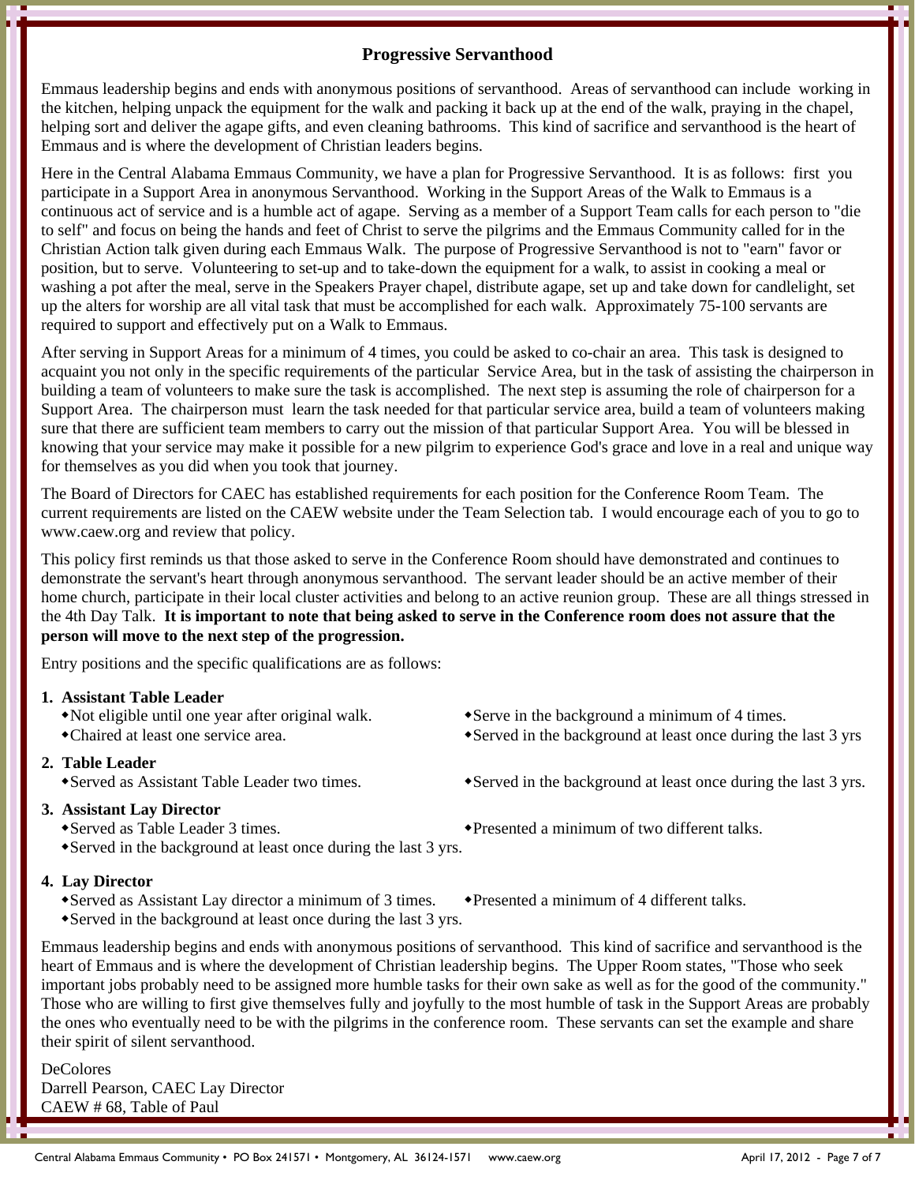## Progressive Servanthood

Emmaus leadership begins and ends with anonymous positions of servanthood. Areas of servanthood can include working in the kitchen, helping unpack the equipment for the walk and packing it back up at the end of the walk, praying in the chapel, helping sort and deliver the agape gifts, and even cleaning bathrooms. This kind of sacrifice and servanthood is the heart of Emmaus and is where the development of Christian leaders begins.

Here in the Central Alabama Emmaus Community, we have a plan for Progressive Servanthood. It is as follows: first you participate in a Support Area in anonymous Servanthood. Working in the Support Areas of the Walk to Emmaus is a continuous act of service and is a humble act of agape. Serving as a member of a Support Team calls for each person to "die to self" and focus on being the hands and feet of Christ to serve the pilgrims and the Emmaus Community called for in the Christian Action talk given during each Emmaus Walk. The purpose of Progressive Servanthood is not to "earn" favor or position, but to serve. Volunteering to set-up and to take-down the equipment for a walk, to assist in cooking a meal or washing a pot after the meal, serve in the Speakers Prayer chapel, distribute agape, set up and take down for candlelight, set up the alters for worship are all vital task that must be accomplished for each walk. Approximately 75-100 servants are required to support and effectively put on a Walk to Emmaus.

After serving in Support Areas for a minimum of 4 times, you could be asked to co-chair an area. This task is designed to acquaint you not only in the specific requirements of the particular Service Area, but in the task of assisting the chairperson in building a team of volunteers to make sure the task is accomplished. The next step is assuming the role of chairperson for a Support Area. The chairperson must learn the task needed for that particular service area, build a team of volunteers making sure that there are sufficient team members to carry out the mission of that particular Support Area. You will be blessed in knowing that your service may make it possible for a new pilgrim to experience God's grace and love in a real and unique way for themselves as you did when you took that journey.

The Board of Directors for CAEC has established requirements for each position for the Conference Room Team. The current requirements are listed on the CAEW website under the Team Selection tab. I would encourage each of you to go to www.caew.org and review that policy.

This policy first reminds us that those asked to serve in the Conference Room should have demonstrated and continues to demonstrate the servant's heart through anonymous servanthood. The servant leader should be an active member of their home church, participate in their local cluster activities and belong to an active reunion group. These are all things stressed in the 4th Day Talk. **It is important to note that being asked to serve in the Conference room does not assure that the person will move to the next step of the progression.**

Entry positions and the specific qualifications are as follows:

1. **Assistant Table Leader**
   - Not eligible until one year after original walk.
   - Serve in the backgraound a minimum of 4 times.
   - Chaired at least one service area.
   - Served in the background at least once during the last 3 yrs
2. **Table Leader**
   - Served as Assistant Table Leader two times.
   - Served in the background at least once during the last 3 yrs.
3. **Assistant Lay Director**
   - Served as Table Leader 3 times.
   - Presented a minimum of two different talks.
   - Served in the background at least once during the last 3 yrs.
4. **Lay Director**
   - Served as Assistant Lay director a minimum of 3 times.
   - Presented a minimum of 4 different talks.
   - Served in the background at least once during the last 3 yrs.

Emmaus leadership begins and ends with anonymous positions of servanthood. This kind of sacrifice and servanthood is the heart of Emmaus and is where the development of Christian leadership begins. The Upper Room states, "Those who seek important jobs probably need to be assigned more humble tasks for their own sake as well as for the good of the community." Those who are willing to first give themselves fully and joyfully to the most humble of task in the Support Areas are probably the ones who eventually need to be with the pilgrims in the conference room. These servants can set the example and share their spirit of silent servanthood.

DeColores  
Darrell Pearson, CAEC Lay Director  
CAEW # 68, Table of Paul